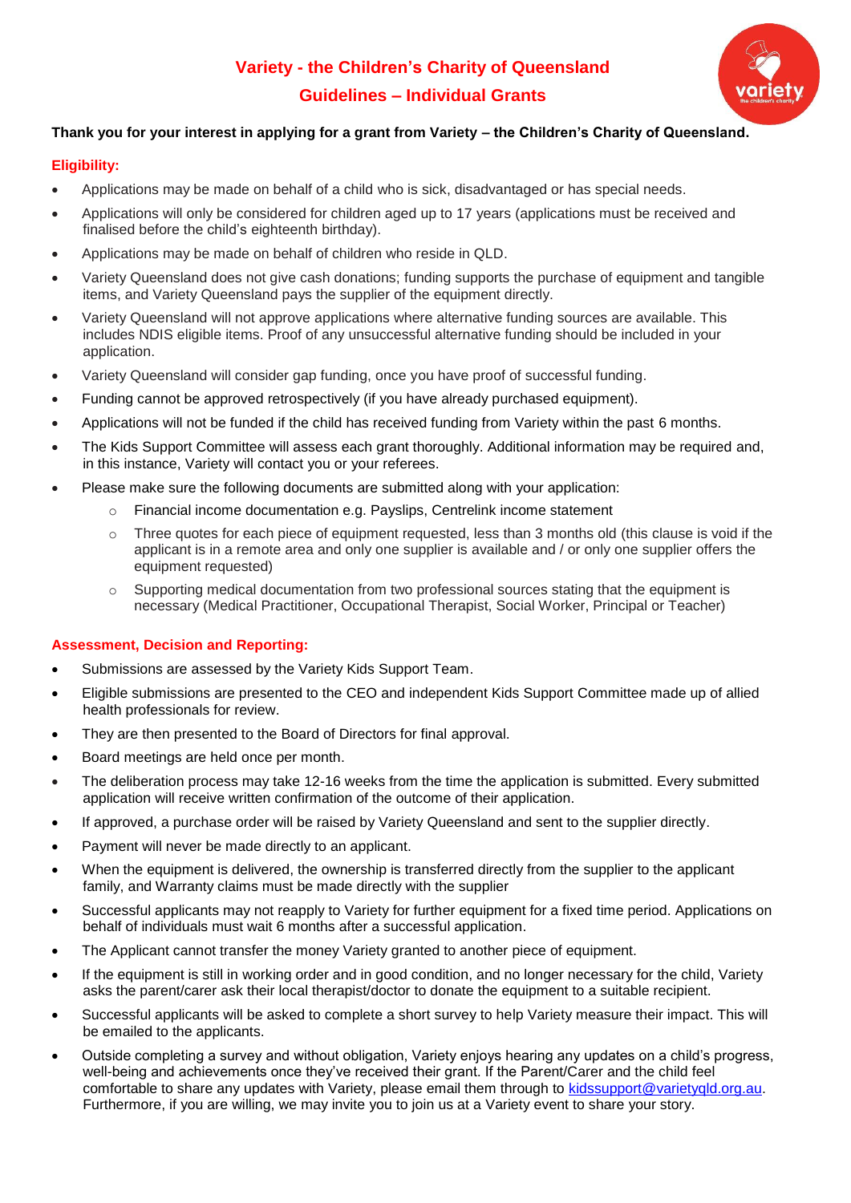# Variety - the Children's Charity of Queensland

## Guidelines – Individual Grants

**Thank you for your interest in applying for a grant from Variety – the Children's Charity of Queensland.**

### Eligibility:

- Applications may be made on behalf of a child who is sick, disadvantaged or has special needs.
- Applications will only be considered for children aged up to 17 years (applications must be received and finalised before the child's eighteenth birthday).
- Applications may be made on behalf of children who reside in QLD.
- Variety Queensland does not give cash donations; funding supports the purchase of equipment and tangible items, and Variety Queensland pays the supplier of the equipment directly.
- Variety Queensland will not approve applications where alternative funding sources are available. This includes NDIS eligible items. Proof of any unsuccessful alternative funding should be included in your application.
- Variety Queensland will consider gap funding, once you have proof of successful funding.
- Funding cannot be approved retrospectively (if you have already purchased equipment).
- Applications will not be funded if the child has received funding from Variety within the past 6 months.
- The Kids Support Committee will assess each grant thoroughly. Additional information may be required and, in this instance, Variety will contact you or your referees.
- Please make sure the following documents are submitted along with your application:
  - Financial income documentation e.g. Payslips, Centrelink income statement
  - Three quotes for each piece of equipment requested, less than 3 months old (this clause is void if the applicant is in a remote area and only one supplier is available and / or only one supplier offers the equipment requested)
  - Supporting medical documentation from two professional sources stating that the equipment is necessary (Medical Practitioner, Occupational Therapist, Social Worker, Principal or Teacher)

### Assessment, Decision and Reporting:

- Submissions are assessed by the Variety Kids Support Team.
- Eligible submissions are presented to the CEO and independent Kids Support Committee made up of allied health professionals for review.
- They are then presented to the Board of Directors for final approval.
- Board meetings are held once per month.
- The deliberation process may take 12-16 weeks from the time the application is submitted. Every submitted application will receive written confirmation of the outcome of their application.
- If approved, a purchase order will be raised by Variety Queensland and sent to the supplier directly.
- Payment will never be made directly to an applicant.
- When the equipment is delivered, the ownership is transferred directly from the supplier to the applicant family, and Warranty claims must be made directly with the supplier
- Successful applicants may not reapply to Variety for further equipment for a fixed time period. Applications on behalf of individuals must wait 6 months after a successful application.
- The Applicant cannot transfer the money Variety granted to another piece of equipment.
- If the equipment is still in working order and in good condition, and no longer necessary for the child, Variety asks the parent/carer ask their local therapist/doctor to donate the equipment to a suitable recipient.
- Successful applicants will be asked to complete a short survey to help Variety measure their impact. This will be emailed to the applicants.
- Outside completing a survey and without obligation, Variety enjoys hearing any updates on a child's progress, well-being and achievements once they've received their grant. If the Parent/Carer and the child feel comfortable to share any updates with Variety, please email them through to kidssupport@varietyqld.org.au. Furthermore, if you are willing, we may invite you to join us at a Variety event to share your story.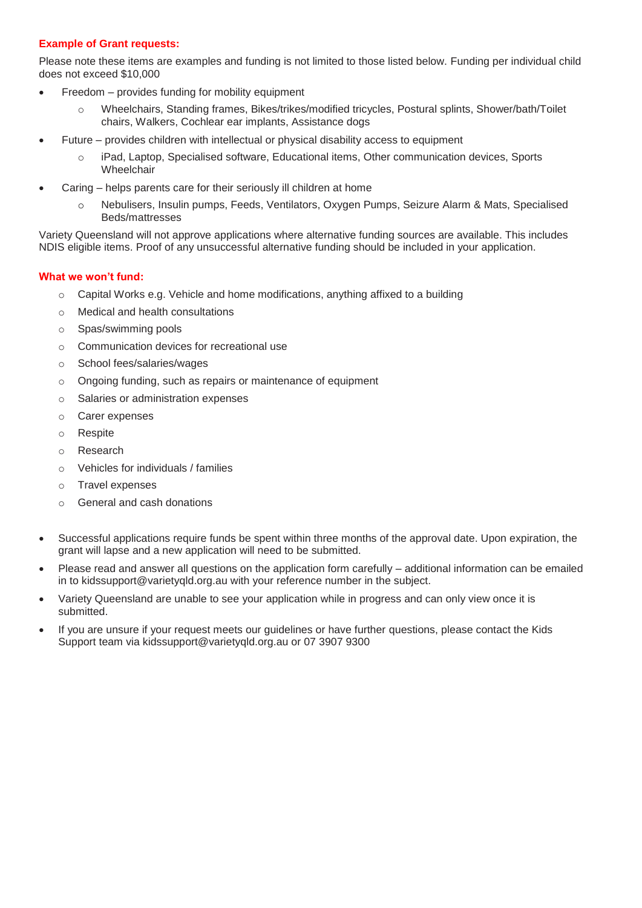**Example of Grant requests:**

Please note these items are examples and funding is not limited to those listed below. Funding per individual child does not exceed $10,000

- Freedom – provides funding for mobility equipment
  - Wheelchairs, Standing frames, Bikes/trikes/modified tricycles, Postural splints, Shower/bath/Toilet chairs, Walkers, Cochlear ear implants, Assistance dogs
- Future – provides children with intellectual or physical disability access to equipment
  - iPad, Laptop, Specialised software, Educational items, Other communication devices, Sports Wheelchair
- Caring – helps parents care for their seriously ill children at home
  - Nebulisers, Insulin pumps, Feeds, Ventilators, Oxygen Pumps, Seizure Alarm & Mats, Specialised Beds/mattresses

Variety Queensland will not approve applications where alternative funding sources are available. This includes NDIS eligible items. Proof of any unsuccessful alternative funding should be included in your application.

**What we won't fund:**

- Capital Works e.g. Vehicle and home modifications, anything affixed to a building
- Medical and health consultations
- Spas/swimming pools
- Communication devices for recreational use
- School fees/salaries/wages
- Ongoing funding, such as repairs or maintenance of equipment
- Salaries or administration expenses
- Carer expenses
- Respite
- Research
- Vehicles for individuals / families
- Travel expenses
- General and cash donations

- Successful applications require funds be spent within three months of the approval date. Upon expiration, the grant will lapse and a new application will need to be submitted.
- Please read and answer all questions on the application form carefully – additional information can be emailed in to kidssupport@varietyqld.org.au with your reference number in the subject.
- Variety Queensland are unable to see your application while in progress and can only view once it is submitted.
- If you are unsure if your request meets our guidelines or have further questions, please contact the Kids Support team via kidssupport@varietyqld.org.au or 07 3907 9300